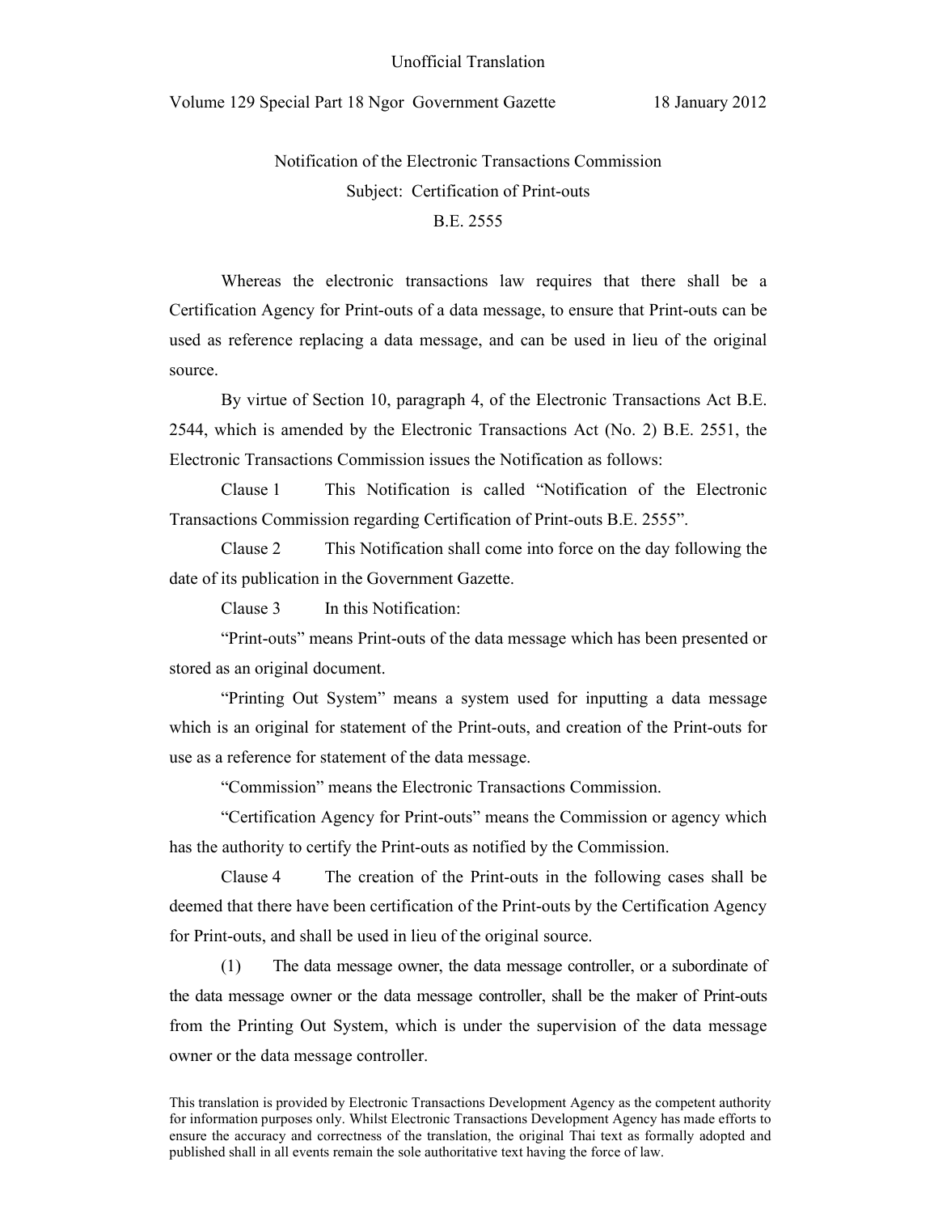Unofficial Translation

Volume 129 Special Part 18 Ngor Government Gazette 18 January 2012

# Notification of the Electronic Transactions Commission
## Subject: Certification of Print-outs
## B.E. 2555

Whereas the electronic transactions law requires that there shall be a Certification Agency for Print-outs of a data message, to ensure that Print-outs can be used as reference replacing a data message, and can be used in lieu of the original source.

By virtue of Section 10, paragraph 4, of the Electronic Transactions Act B.E. 2544, which is amended by the Electronic Transactions Act (No. 2) B.E. 2551, the Electronic Transactions Commission issues the Notification as follows:

Clause 1 This Notification is called "Notification of the Electronic Transactions Commission regarding Certification of Print-outs B.E. 2555".

Clause 2 This Notification shall come into force on the day following the date of its publication in the Government Gazette.

Clause 3 In this Notification:

"Print-outs" means Print-outs of the data message which has been presented or stored as an original document.

"Printing Out System" means a system used for inputting a data message which is an original for statement of the Print-outs, and creation of the Print-outs for use as a reference for statement of the data message.

"Commission" means the Electronic Transactions Commission.

"Certification Agency for Print-outs" means the Commission or agency which has the authority to certify the Print-outs as notified by the Commission.

Clause 4 The creation of the Print-outs in the following cases shall be deemed that there have been certification of the Print-outs by the Certification Agency for Print-outs, and shall be used in lieu of the original source.

(1) The data message owner, the data message controller, or a subordinate of the data message owner or the data message controller, shall be the maker of Print-outs from the Printing Out System, which is under the supervision of the data message owner or the data message controller.

This translation is provided by Electronic Transactions Development Agency as the competent authority for information purposes only. Whilst Electronic Transactions Development Agency has made efforts to ensure the accuracy and correctness of the translation, the original Thai text as formally adopted and published shall in all events remain the sole authoritative text having the force of law.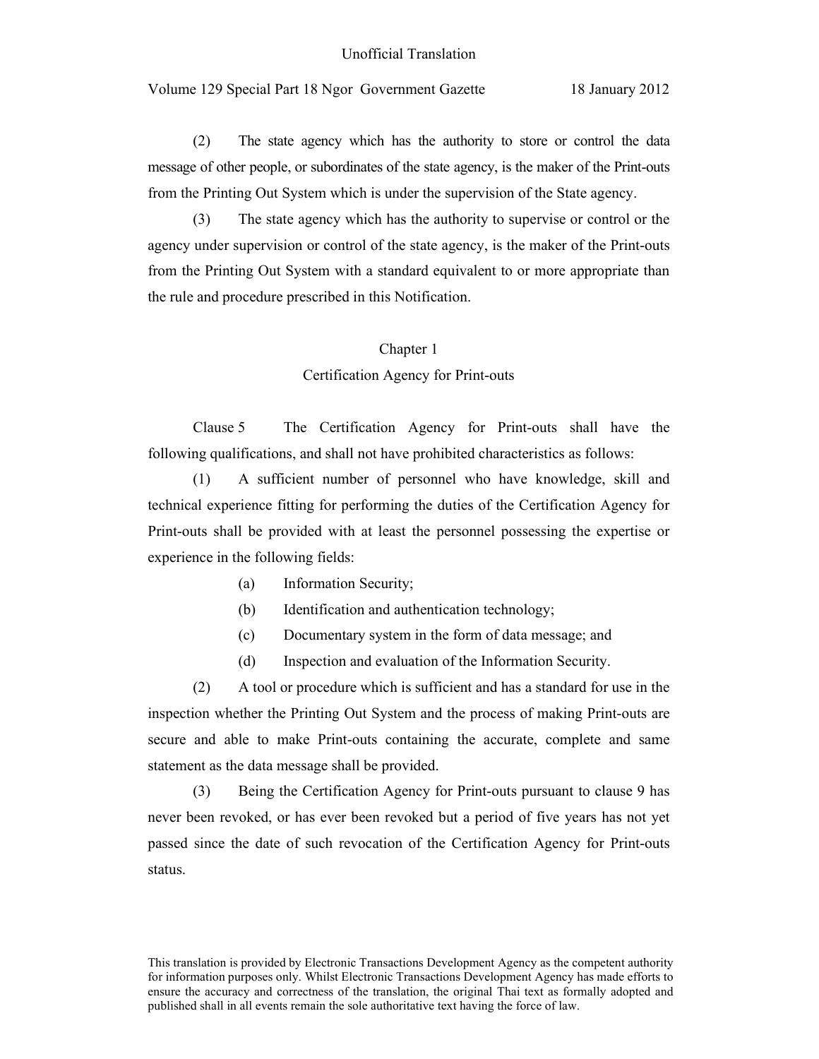(2) The state agency which has the authority to store or control the data message of other people, or subordinates of the state agency, is the maker of the Print-outs from the Printing Out System which is under the supervision of the State agency.

(3) The state agency which has the authority to supervise or control or the agency under supervision or control of the state agency, is the maker of the Print-outs from the Printing Out System with a standard equivalent to or more appropriate than the rule and procedure prescribed in this Notification.

## Chapter 1
## Certification Agency for Print-outs

Clause 5 The Certification Agency for Print-outs shall have the following qualifications, and shall not have prohibited characteristics as follows:

(1) A sufficient number of personnel who have knowledge, skill and technical experience fitting for performing the duties of the Certification Agency for Print-outs shall be provided with at least the personnel possessing the expertise or experience in the following fields:

- (a) Information Security;
- (b) Identification and authentication technology;
- (c) Documentary system in the form of data message; and
- (d) Inspection and evaluation of the Information Security.

(2) A tool or procedure which is sufficient and has a standard for use in the inspection whether the Printing Out System and the process of making Print-outs are secure and able to make Print-outs containing the accurate, complete and same statement as the data message shall be provided.

(3) Being the Certification Agency for Print-outs pursuant to clause 9 has never been revoked, or has ever been revoked but a period of five years has not yet passed since the date of such revocation of the Certification Agency for Print-outs status.

This translation is provided by Electronic Transactions Development Agency as the competent authority for information purposes only. Whilst Electronic Transactions Development Agency has made efforts to ensure the accuracy and correctness of the translation, the original Thai text as formally adopted and published shall in all events remain the sole authoritative text having the force of law.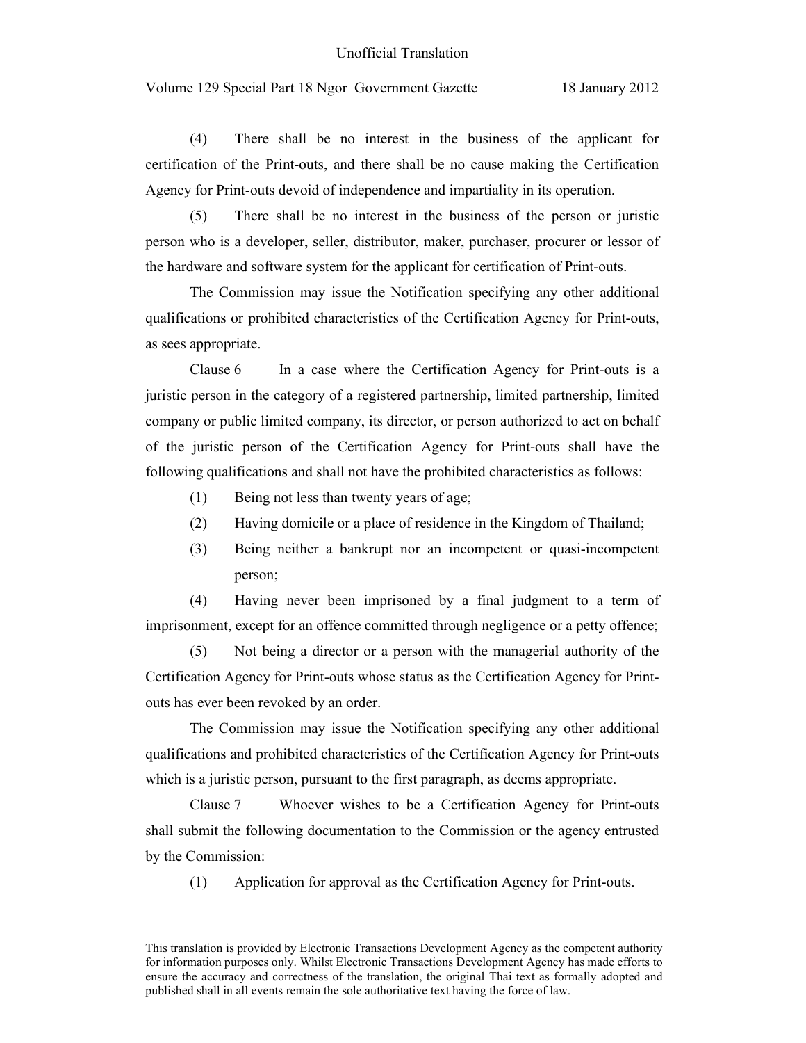(4) There shall be no interest in the business of the applicant for certification of the Print-outs, and there shall be no cause making the Certification Agency for Print-outs devoid of independence and impartiality in its operation.

(5) There shall be no interest in the business of the person or juristic person who is a developer, seller, distributor, maker, purchaser, procurer or lessor of the hardware and software system for the applicant for certification of Print-outs.

The Commission may issue the Notification specifying any other additional qualifications or prohibited characteristics of the Certification Agency for Print-outs, as sees appropriate.

Clause 6 In a case where the Certification Agency for Print-outs is a juristic person in the category of a registered partnership, limited partnership, limited company or public limited company, its director, or person authorized to act on behalf of the juristic person of the Certification Agency for Print-outs shall have the following qualifications and shall not have the prohibited characteristics as follows:

(1) Being not less than twenty years of age;

(2) Having domicile or a place of residence in the Kingdom of Thailand;

(3) Being neither a bankrupt nor an incompetent or quasi-incompetent person;

(4) Having never been imprisoned by a final judgment to a term of imprisonment, except for an offence committed through negligence or a petty offence;

(5) Not being a director or a person with the managerial authority of the Certification Agency for Print-outs whose status as the Certification Agency for Print-outs has ever been revoked by an order.

The Commission may issue the Notification specifying any other additional qualifications and prohibited characteristics of the Certification Agency for Print-outs which is a juristic person, pursuant to the first paragraph, as deems appropriate.

Clause 7 Whoever wishes to be a Certification Agency for Print-outs shall submit the following documentation to the Commission or the agency entrusted by the Commission:

(1) Application for approval as the Certification Agency for Print-outs.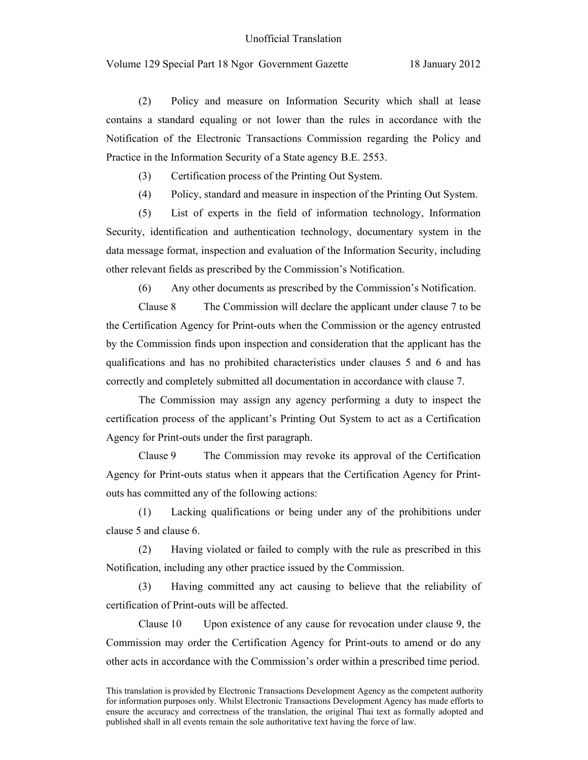(2) Policy and measure on Information Security which shall at lease contains a standard equaling or not lower than the rules in accordance with the Notification of the Electronic Transactions Commission regarding the Policy and Practice in the Information Security of a State agency B.E. 2553.

(3) Certification process of the Printing Out System.

(4) Policy, standard and measure in inspection of the Printing Out System.

(5) List of experts in the field of information technology, Information Security, identification and authentication technology, documentary system in the data message format, inspection and evaluation of the Information Security, including other relevant fields as prescribed by the Commission's Notification.

(6) Any other documents as prescribed by the Commission's Notification.

Clause 8 The Commission will declare the applicant under clause 7 to be the Certification Agency for Print-outs when the Commission or the agency entrusted by the Commission finds upon inspection and consideration that the applicant has the qualifications and has no prohibited characteristics under clauses 5 and 6 and has correctly and completely submitted all documentation in accordance with clause 7.

The Commission may assign any agency performing a duty to inspect the certification process of the applicant's Printing Out System to act as a Certification Agency for Print-outs under the first paragraph.

Clause 9 The Commission may revoke its approval of the Certification Agency for Print-outs status when it appears that the Certification Agency for Print-outs has committed any of the following actions:

(1) Lacking qualifications or being under any of the prohibitions under clause 5 and clause 6.

(2) Having violated or failed to comply with the rule as prescribed in this Notification, including any other practice issued by the Commission.

(3) Having committed any act causing to believe that the reliability of certification of Print-outs will be affected.

Clause 10 Upon existence of any cause for revocation under clause 9, the Commission may order the Certification Agency for Print-outs to amend or do any other acts in accordance with the Commission's order within a prescribed time period.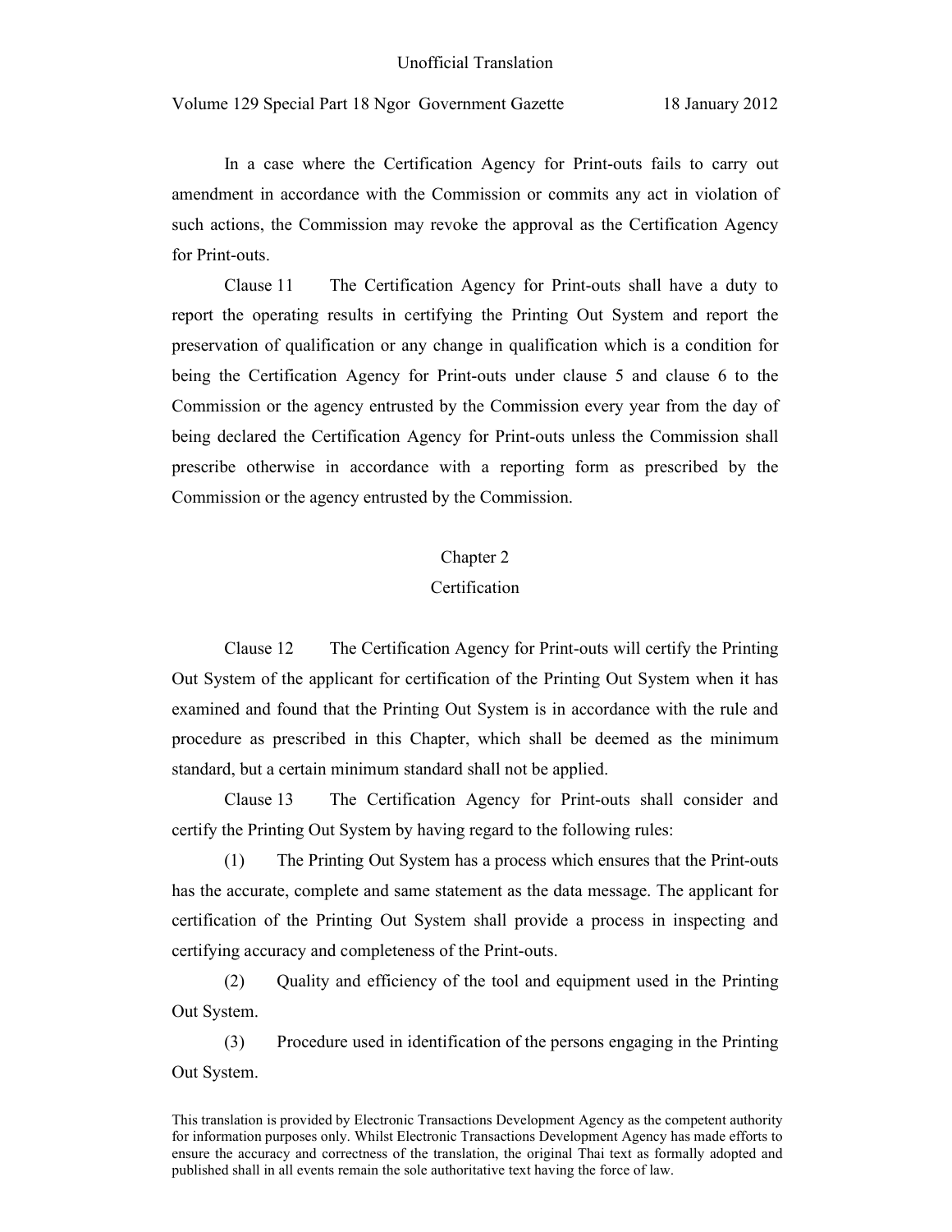In a case where the Certification Agency for Print-outs fails to carry out amendment in accordance with the Commission or commits any act in violation of such actions, the Commission may revoke the approval as the Certification Agency for Print-outs.

Clause 11 The Certification Agency for Print-outs shall have a duty to report the operating results in certifying the Printing Out System and report the preservation of qualification or any change in qualification which is a condition for being the Certification Agency for Print-outs under clause 5 and clause 6 to the Commission or the agency entrusted by the Commission every year from the day of being declared the Certification Agency for Print-outs unless the Commission shall prescribe otherwise in accordance with a reporting form as prescribed by the Commission or the agency entrusted by the Commission.

## Chapter 2
## Certification

Clause 12 The Certification Agency for Print-outs will certify the Printing Out System of the applicant for certification of the Printing Out System when it has examined and found that the Printing Out System is in accordance with the rule and procedure as prescribed in this Chapter, which shall be deemed as the minimum standard, but a certain minimum standard shall not be applied.

Clause 13 The Certification Agency for Print-outs shall consider and certify the Printing Out System by having regard to the following rules:

(1) The Printing Out System has a process which ensures that the Print-outs has the accurate, complete and same statement as the data message. The applicant for certification of the Printing Out System shall provide a process in inspecting and certifying accuracy and completeness of the Print-outs.

(2) Quality and efficiency of the tool and equipment used in the Printing Out System.

(3) Procedure used in identification of the persons engaging in the Printing Out System.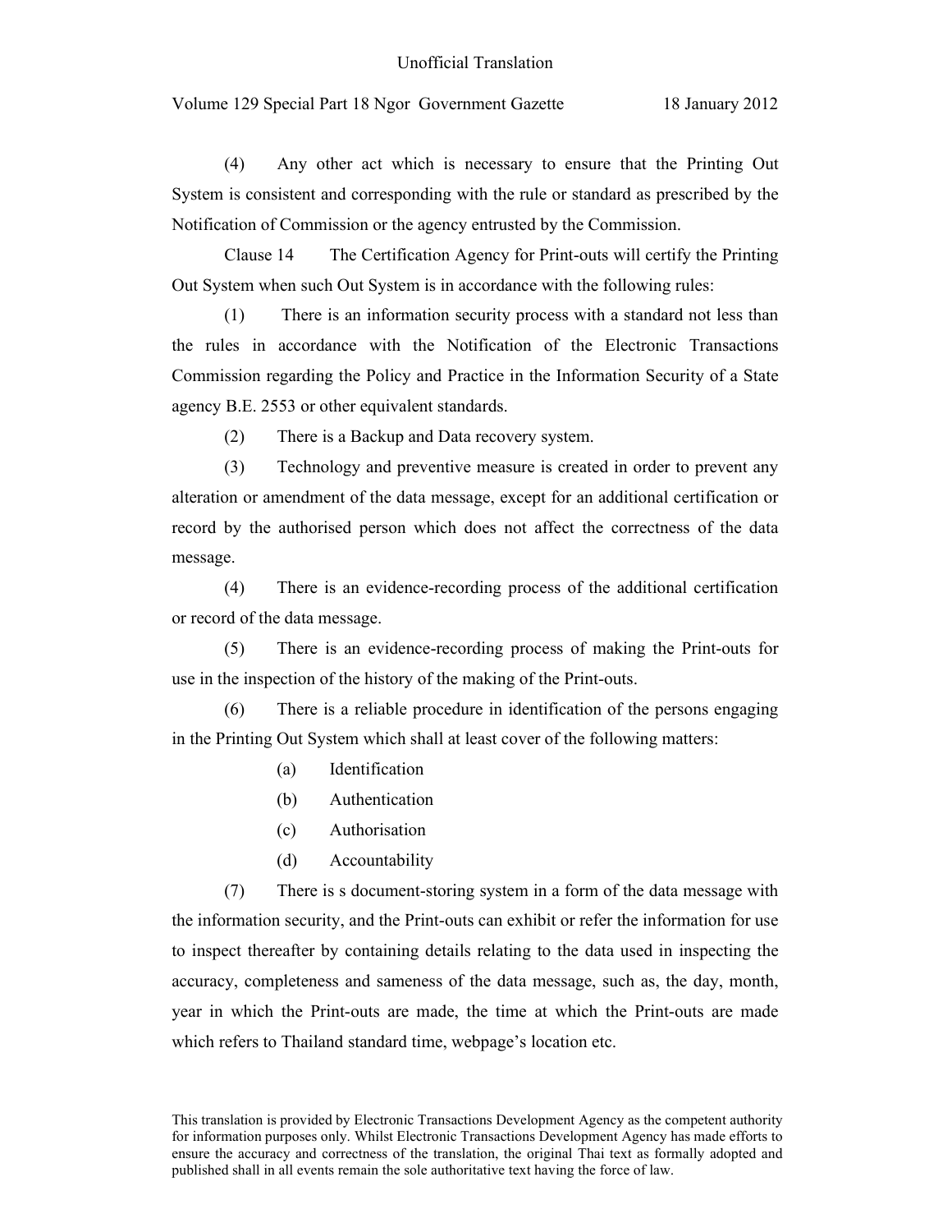(4) Any other act which is necessary to ensure that the Printing Out System is consistent and corresponding with the rule or standard as prescribed by the Notification of Commission or the agency entrusted by the Commission.

Clause 14 The Certification Agency for Print-outs will certify the Printing Out System when such Out System is in accordance with the following rules:

(1) There is an information security process with a standard not less than the rules in accordance with the Notification of the Electronic Transactions Commission regarding the Policy and Practice in the Information Security of a State agency B.E. 2553 or other equivalent standards.

(2) There is a Backup and Data recovery system.

(3) Technology and preventive measure is created in order to prevent any alteration or amendment of the data message, except for an additional certification or record by the authorised person which does not affect the correctness of the data message.

(4) There is an evidence-recording process of the additional certification or record of the data message.

(5) There is an evidence-recording process of making the Print-outs for use in the inspection of the history of the making of the Print-outs.

(6) There is a reliable procedure in identification of the persons engaging in the Printing Out System which shall at least cover of the following matters:

(a) Identification

(b) Authentication

(c) Authorisation

(d) Accountability

(7) There is s document-storing system in a form of the data message with the information security, and the Print-outs can exhibit or refer the information for use to inspect thereafter by containing details relating to the data used in inspecting the accuracy, completeness and sameness of the data message, such as, the day, month, year in which the Print-outs are made, the time at which the Print-outs are made which refers to Thailand standard time, webpage's location etc.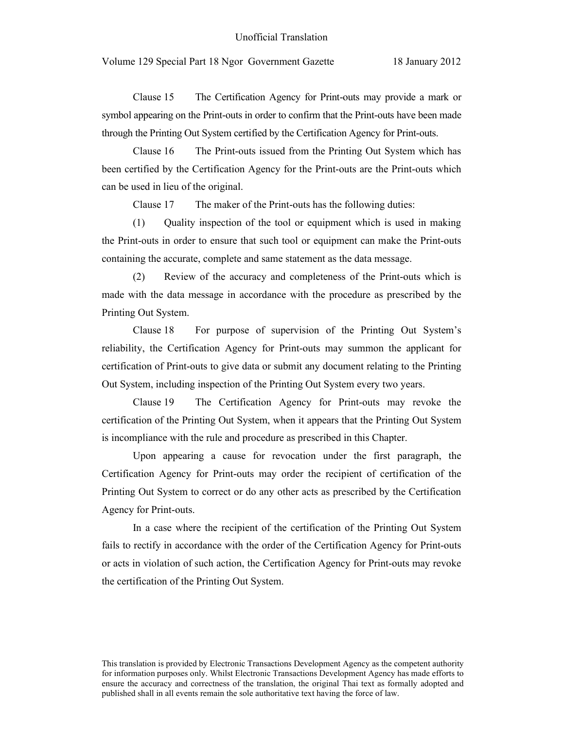Clause 15 The Certification Agency for Print-outs may provide a mark or symbol appearing on the Print-outs in order to confirm that the Print-outs have been made through the Printing Out System certified by the Certification Agency for Print-outs.

Clause 16 The Print-outs issued from the Printing Out System which has been certified by the Certification Agency for the Print-outs are the Print-outs which can be used in lieu of the original.

Clause 17 The maker of the Print-outs has the following duties:

(1) Quality inspection of the tool or equipment which is used in making the Print-outs in order to ensure that such tool or equipment can make the Print-outs containing the accurate, complete and same statement as the data message.

(2) Review of the accuracy and completeness of the Print-outs which is made with the data message in accordance with the procedure as prescribed by the Printing Out System.

Clause 18 For purpose of supervision of the Printing Out System's reliability, the Certification Agency for Print-outs may summon the applicant for certification of Print-outs to give data or submit any document relating to the Printing Out System, including inspection of the Printing Out System every two years.

Clause 19 The Certification Agency for Print-outs may revoke the certification of the Printing Out System, when it appears that the Printing Out System is incompliance with the rule and procedure as prescribed in this Chapter.

Upon appearing a cause for revocation under the first paragraph, the Certification Agency for Print-outs may order the recipient of certification of the Printing Out System to correct or do any other acts as prescribed by the Certification Agency for Print-outs.

In a case where the recipient of the certification of the Printing Out System fails to rectify in accordance with the order of the Certification Agency for Print-outs or acts in violation of such action, the Certification Agency for Print-outs may revoke the certification of the Printing Out System.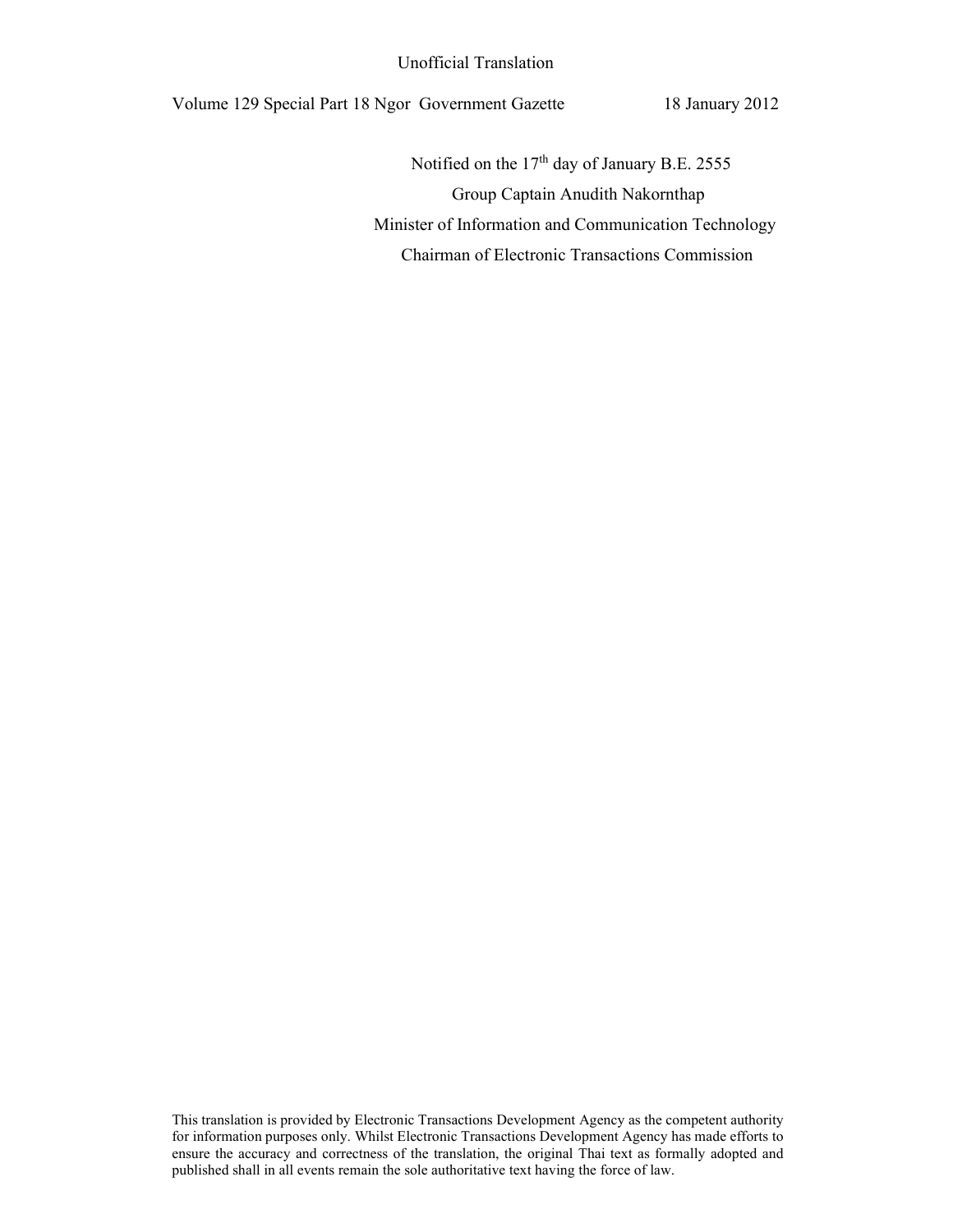Notified on the 17th day of January B.E. 2555

Group Captain Anudith Nakornthap

Minister of Information and Communication Technology

Chairman of Electronic Transactions Commission